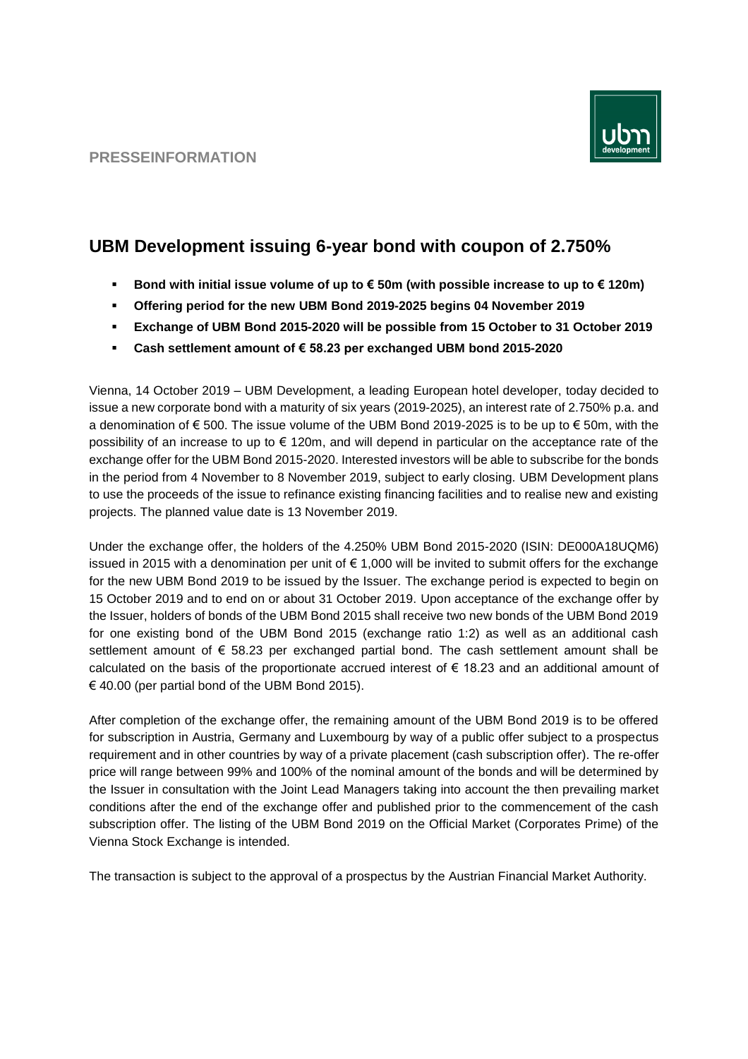PRESSEINFORMATION

# UBM Development issuing 6-year bond with coupon of 2.750%

- **Bond with initial issue volume of up to € 50m (with possible increase to up to € 120m)**
- **Offering period for the new UBM Bond 2019-2025 begins 04 November 2019**
- **Exchange of UBM Bond 2015-2020 will be possible from 15 October to 31 October 2019**
- **Cash settlement amount of € 58.23 per exchanged UBM bond 2015-2020**

Vienna, 14 October 2019 – UBM Development, a leading European hotel developer, today decided to issue a new corporate bond with a maturity of six years (2019-2025), an interest rate of 2.750% p.a. and a denomination of € 500. The issue volume of the UBM Bond 2019-2025 is to be up to € 50m, with the possibility of an increase to up to € 120m, and will depend in particular on the acceptance rate of the exchange offer for the UBM Bond 2015-2020. Interested investors will be able to subscribe for the bonds in the period from 4 November to 8 November 2019, subject to early closing. UBM Development plans to use the proceeds of the issue to refinance existing financing facilities and to realise new and existing projects. The planned value date is 13 November 2019.

Under the exchange offer, the holders of the 4.250% UBM Bond 2015-2020 (ISIN: DE000A18UQM6) issued in 2015 with a denomination per unit of € 1,000 will be invited to submit offers for the exchange for the new UBM Bond 2019 to be issued by the Issuer. The exchange period is expected to begin on 15 October 2019 and to end on or about 31 October 2019. Upon acceptance of the exchange offer by the Issuer, holders of bonds of the UBM Bond 2015 shall receive two new bonds of the UBM Bond 2019 for one existing bond of the UBM Bond 2015 (exchange ratio 1:2) as well as an additional cash settlement amount of € 58.23 per exchanged partial bond. The cash settlement amount shall be calculated on the basis of the proportionate accrued interest of € 18.23 and an additional amount of € 40.00 (per partial bond of the UBM Bond 2015).

After completion of the exchange offer, the remaining amount of the UBM Bond 2019 is to be offered for subscription in Austria, Germany and Luxembourg by way of a public offer subject to a prospectus requirement and in other countries by way of a private placement (cash subscription offer). The re-offer price will range between 99% and 100% of the nominal amount of the bonds and will be determined by the Issuer in consultation with the Joint Lead Managers taking into account the then prevailing market conditions after the end of the exchange offer and published prior to the commencement of the cash subscription offer. The listing of the UBM Bond 2019 on the Official Market (Corporates Prime) of the Vienna Stock Exchange is intended.

The transaction is subject to the approval of a prospectus by the Austrian Financial Market Authority.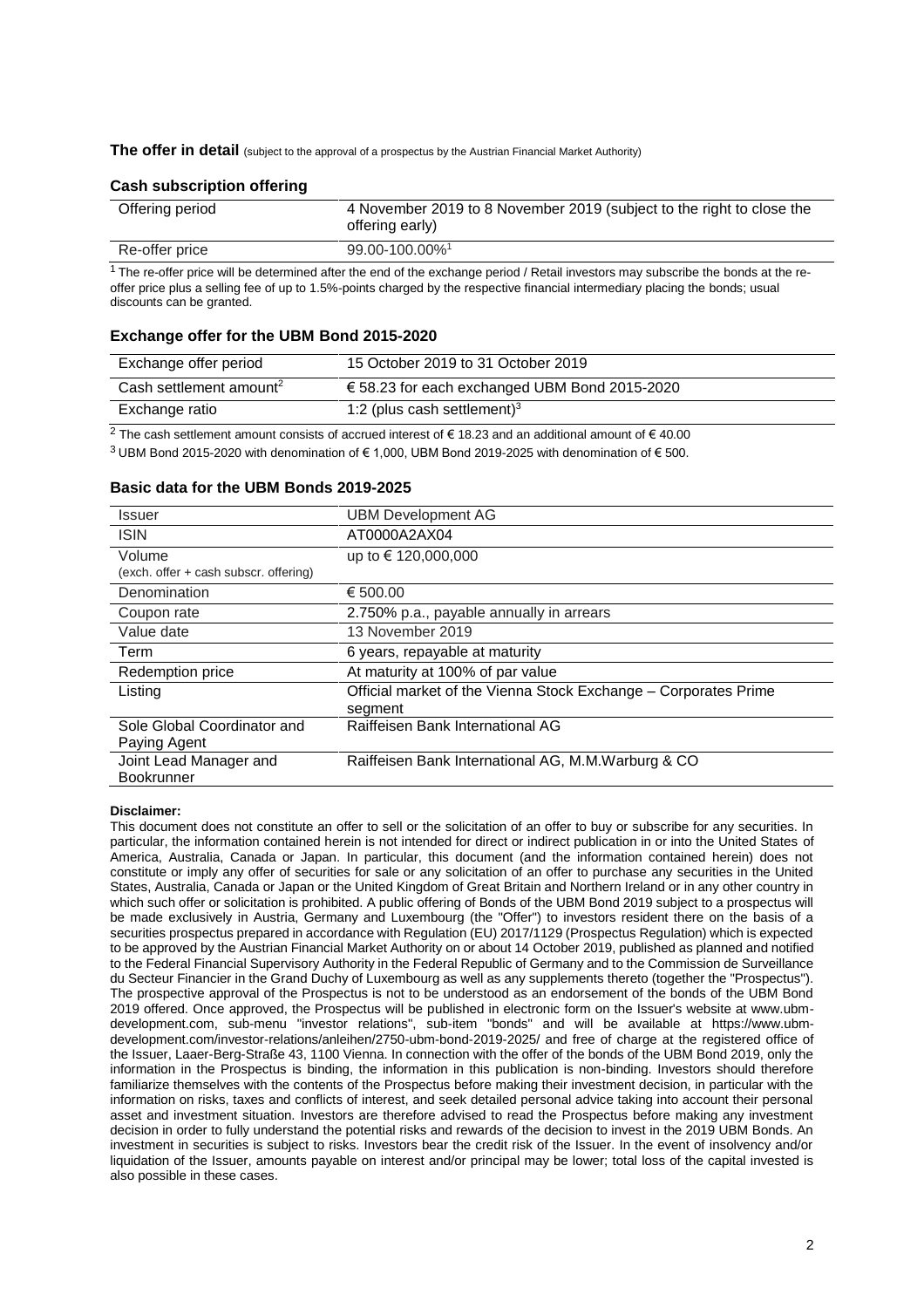**The offer in detail** (subject to the approval of a prospectus by the Austrian Financial Market Authority)

### Cash subscription offering

| | |
|---|---|
| Offering period | 4 November 2019 to 8 November 2019 (subject to the right to close the offering early) |
| Re-offer price | 99.00-100.00%[1] |

[1] The re-offer price will be determined after the end of the exchange period / Retail investors may subscribe the bonds at the re-offer price plus a selling fee of up to 1.5%-points charged by the respective financial intermediary placing the bonds; usual discounts can be granted.

### Exchange offer for the UBM Bond 2015-2020

| | |
|---|---|
| Exchange offer period | 15 October 2019 to 31 October 2019 |
| Cash settlement amount[2] | € 58.23 for each exchanged UBM Bond 2015-2020 |
| Exchange ratio | 1:2 (plus cash settlement)[3] |

[2] The cash settlement amount consists of accrued interest of € 18.23 and an additional amount of € 40.00

[3] UBM Bond 2015-2020 with denomination of € 1,000, UBM Bond 2019-2025 with denomination of € 500.

### Basic data for the UBM Bonds 2019-2025

| | |
|---|---|
| Issuer | UBM Development AG |
| ISIN | AT0000A2AX04 |
| Volume (exch. offer + cash subscr. offering) | up to € 120,000,000 |
| Denomination | € 500.00 |
| Coupon rate | 2.750% p.a., payable annually in arrears |
| Value date | 13 November 2019 |
| Term | 6 years, repayable at maturity |
| Redemption price | At maturity at 100% of par value |
| Listing | Official market of the Vienna Stock Exchange – Corporates Prime segment |
| Sole Global Coordinator and Paying Agent | Raiffeisen Bank International AG |
| Joint Lead Manager and Bookrunner | Raiffeisen Bank International AG, M.M.Warburg & CO |

**Disclaimer:**

This document does not constitute an offer to sell or the solicitation of an offer to buy or subscribe for any securities. In particular, the information contained herein is not intended for direct or indirect publication in or into the United States of America, Australia, Canada or Japan. In particular, this document (and the information contained herein) does not constitute or imply any offer of securities for sale or any solicitation of an offer to purchase any securities in the United States, Australia, Canada or Japan or the United Kingdom of Great Britain and Northern Ireland or in any other country in which such offer or solicitation is prohibited. A public offering of Bonds of the UBM Bond 2019 subject to a prospectus will be made exclusively in Austria, Germany and Luxembourg (the "Offer") to investors resident there on the basis of a securities prospectus prepared in accordance with Regulation (EU) 2017/1129 (Prospectus Regulation) which is expected to be approved by the Austrian Financial Market Authority on or about 14 October 2019, published as planned and notified to the Federal Financial Supervisory Authority in the Federal Republic of Germany and to the Commission de Surveillance du Secteur Financier in the Grand Duchy of Luxembourg as well as any supplements thereto (together the "Prospectus"). The prospective approval of the Prospectus is not to be understood as an endorsement of the bonds of the UBM Bond 2019 offered. Once approved, the Prospectus will be published in electronic form on the Issuer's website at www.ubm-development.com, sub-menu "investor relations", sub-item "bonds" and will be available at https://www.ubm-development.com/investor-relations/anleihen/2750-ubm-bond-2019-2025/ and free of charge at the registered office of the Issuer, Laaer-Berg-Straße 43, 1100 Vienna. In connection with the offer of the bonds of the UBM Bond 2019, only the information in the Prospectus is binding, the information in this publication is non-binding. Investors should therefore familiarize themselves with the contents of the Prospectus before making their investment decision, in particular with the information on risks, taxes and conflicts of interest, and seek detailed personal advice taking into account their personal asset and investment situation. Investors are therefore advised to read the Prospectus before making any investment decision in order to fully understand the potential risks and rewards of the decision to invest in the 2019 UBM Bonds. An investment in securities is subject to risks. Investors bear the credit risk of the Issuer. In the event of insolvency and/or liquidation of the Issuer, amounts payable on interest and/or principal may be lower; total loss of the capital invested is also possible in these cases.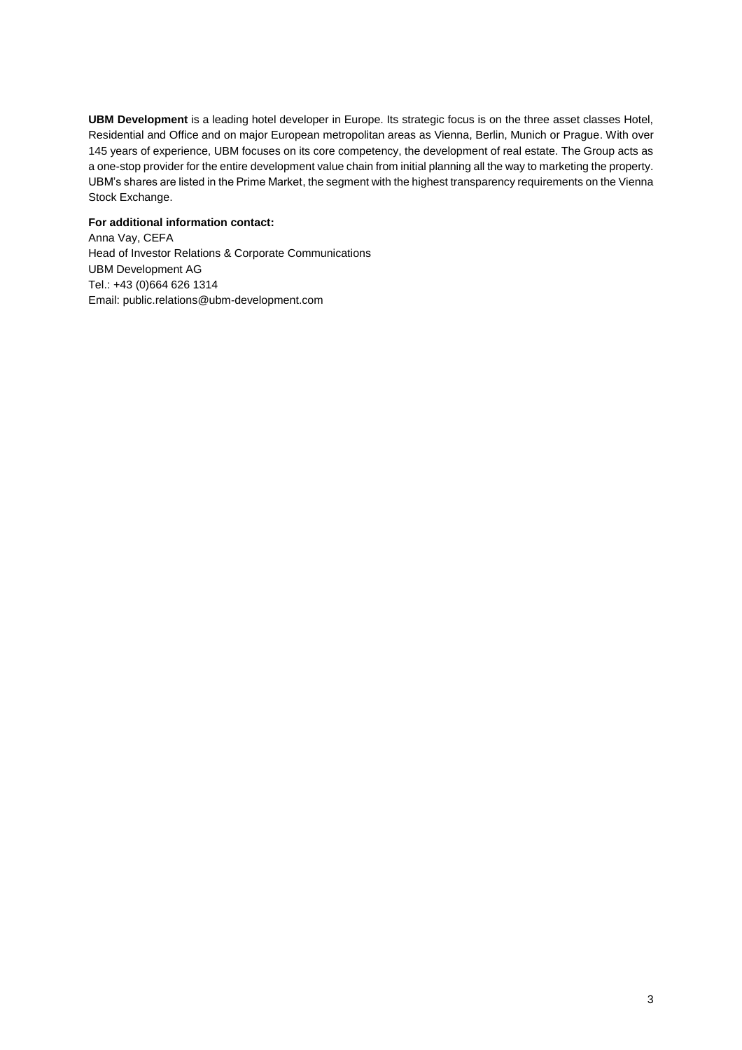**UBM Development** is a leading hotel developer in Europe. Its strategic focus is on the three asset classes Hotel, Residential and Office and on major European metropolitan areas as Vienna, Berlin, Munich or Prague. With over 145 years of experience, UBM focuses on its core competency, the development of real estate. The Group acts as a one-stop provider for the entire development value chain from initial planning all the way to marketing the property. UBM's shares are listed in the Prime Market, the segment with the highest transparency requirements on the Vienna Stock Exchange.

**For additional information contact:**
Anna Vay, CEFA
Head of Investor Relations & Corporate Communications
UBM Development AG
Tel.: +43 (0)664 626 1314
Email: public.relations@ubm-development.com